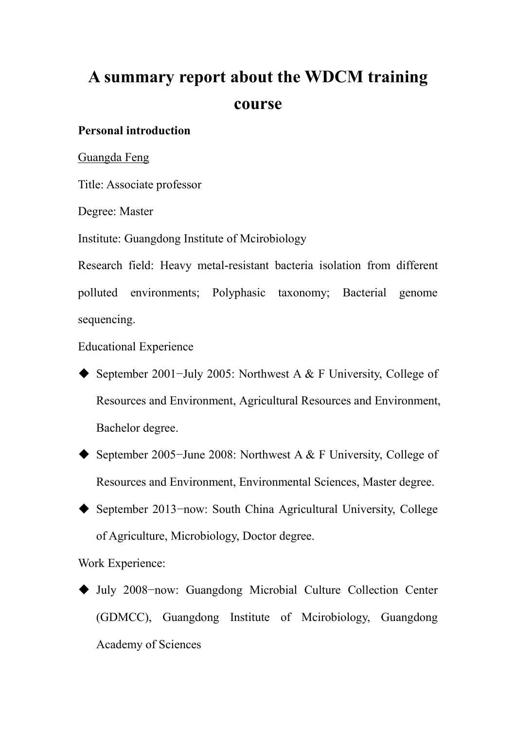# A summary report about the WDCM training course

**Personal introduction**

Guangda Feng

Title: Associate professor

Degree: Master

Institute: Guangdong Institute of Mcirobiology

Research field: Heavy metal-resistant bacteria isolation from different polluted environments; Polyphasic taxonomy; Bacterial genome sequencing.

Educational Experience

- September 2001−July 2005: Northwest A & F University, College of Resources and Environment, Agricultural Resources and Environment, Bachelor degree.
- September 2005−June 2008: Northwest A & F University, College of Resources and Environment, Environmental Sciences, Master degree.
- September 2013−now: South China Agricultural University, College of Agriculture, Microbiology, Doctor degree.

Work Experience:

- July 2008−now: Guangdong Microbial Culture Collection Center (GDMCC), Guangdong Institute of Mcirobiology, Guangdong Academy of Sciences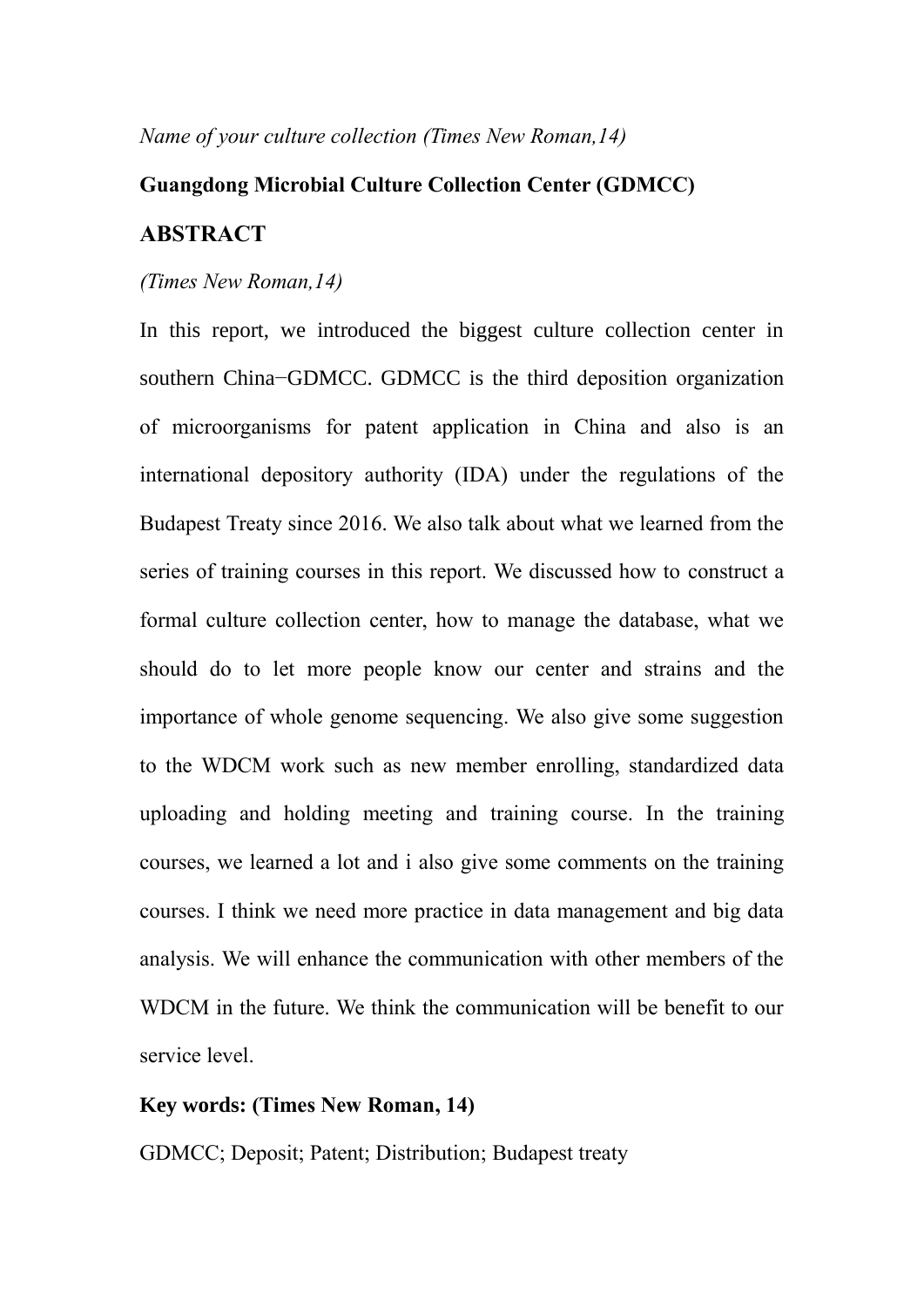*Name of your culture collection (Times New Roman,14)*

**Guangdong Microbial Culture Collection Center (GDMCC)**

## ABSTRACT

*(Times New Roman,14)*

In this report, we introduced the biggest culture collection center in southern China−GDMCC. GDMCC is the third deposition organization of microorganisms for patent application in China and also is an international depository authority (IDA) under the regulations of the Budapest Treaty since 2016. We also talk about what we learned from the series of training courses in this report. We discussed how to construct a formal culture collection center, how to manage the database, what we should do to let more people know our center and strains and the importance of whole genome sequencing. We also give some suggestion to the WDCM work such as new member enrolling, standardized data uploading and holding meeting and training course. In the training courses, we learned a lot and i also give some comments on the training courses. I think we need more practice in data management and big data analysis. We will enhance the communication with other members of the WDCM in the future. We think the communication will be benefit to our service level.

**Key words: (Times New Roman, 14)**

GDMCC; Deposit; Patent; Distribution; Budapest treaty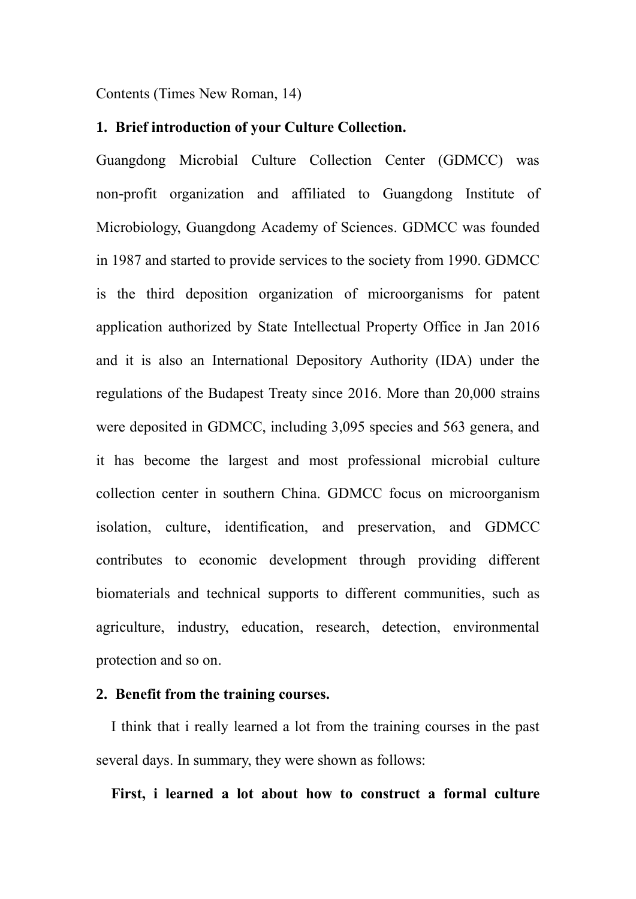Contents (Times New Roman, 14)

**1. Brief introduction of your Culture Collection.**

Guangdong Microbial Culture Collection Center (GDMCC) was non-profit organization and affiliated to Guangdong Institute of Microbiology, Guangdong Academy of Sciences. GDMCC was founded in 1987 and started to provide services to the society from 1990. GDMCC is the third deposition organization of microorganisms for patent application authorized by State Intellectual Property Office in Jan 2016 and it is also an International Depository Authority (IDA) under the regulations of the Budapest Treaty since 2016. More than 20,000 strains were deposited in GDMCC, including 3,095 species and 563 genera, and it has become the largest and most professional microbial culture collection center in southern China. GDMCC focus on microorganism isolation, culture, identification, and preservation, and GDMCC contributes to economic development through providing different biomaterials and technical supports to different communities, such as agriculture, industry, education, research, detection, environmental protection and so on.

**2. Benefit from the training courses.**

I think that i really learned a lot from the training courses in the past several days. In summary, they were shown as follows:

**First, i learned a lot about how to construct a formal culture**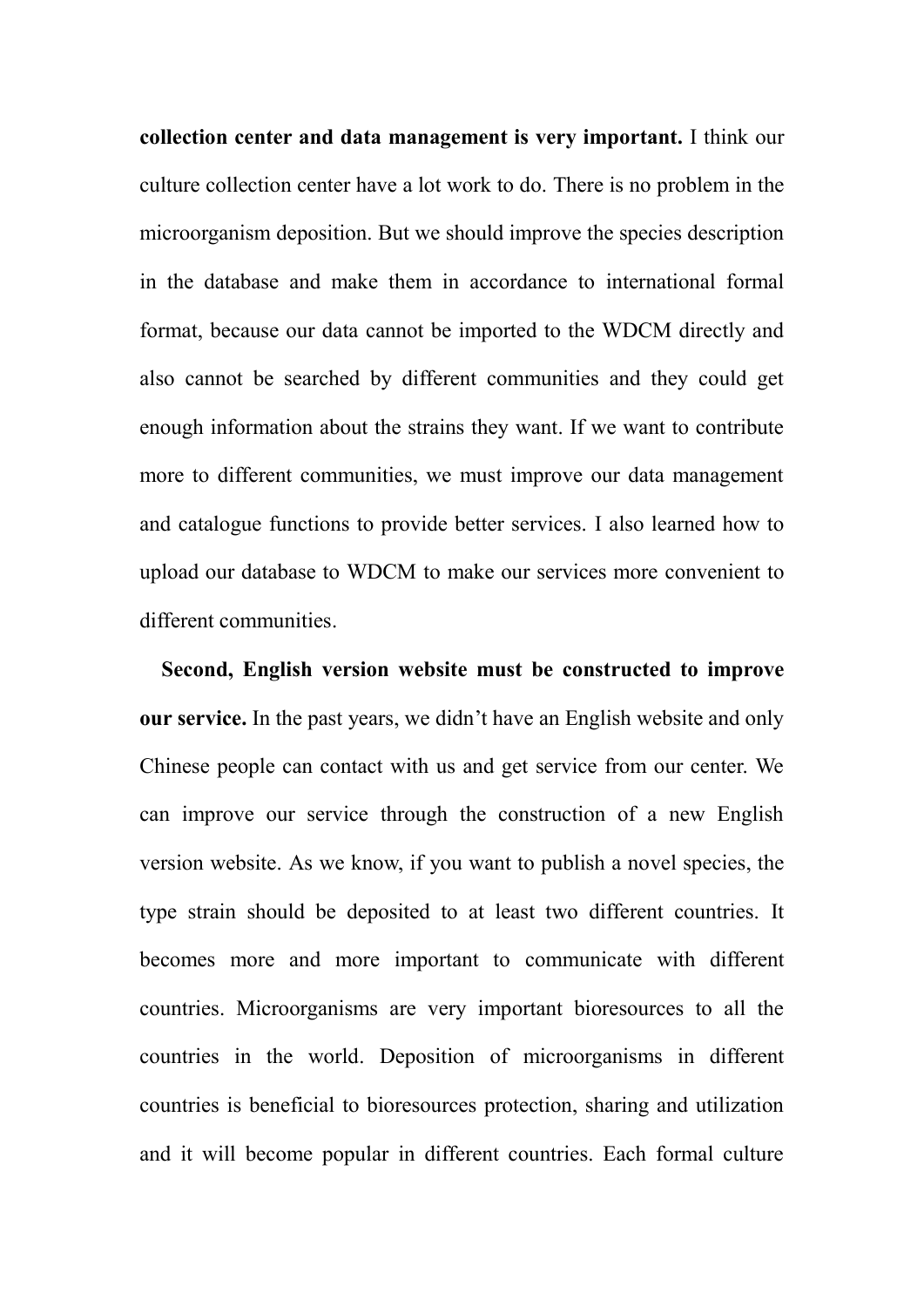**collection center and data management is very important.** I think our culture collection center have a lot work to do. There is no problem in the microorganism deposition. But we should improve the species description in the database and make them in accordance to international formal format, because our data cannot be imported to the WDCM directly and also cannot be searched by different communities and they could get enough information about the strains they want. If we want to contribute more to different communities, we must improve our data management and catalogue functions to provide better services. I also learned how to upload our database to WDCM to make our services more convenient to different communities.

**Second, English version website must be constructed to improve our service.** In the past years, we didn't have an English website and only Chinese people can contact with us and get service from our center. We can improve our service through the construction of a new English version website. As we know, if you want to publish a novel species, the type strain should be deposited to at least two different countries. It becomes more and more important to communicate with different countries. Microorganisms are very important bioresources to all the countries in the world. Deposition of microorganisms in different countries is beneficial to bioresources protection, sharing and utilization and it will become popular in different countries. Each formal culture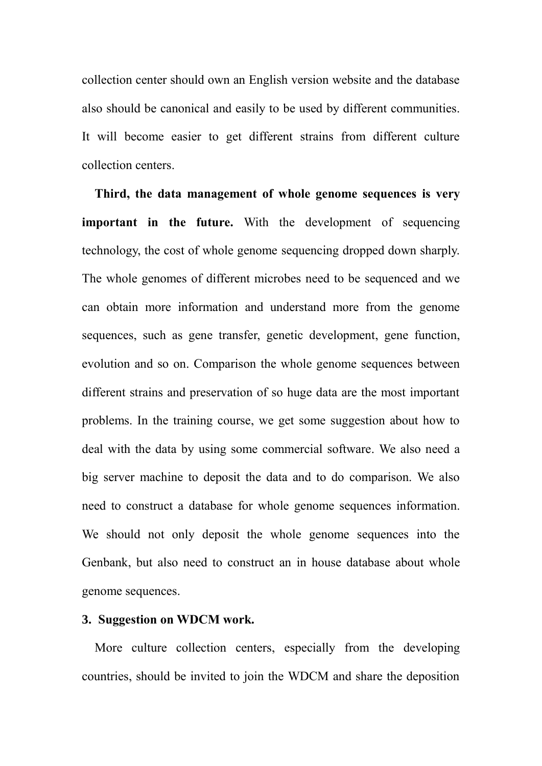collection center should own an English version website and the database also should be canonical and easily to be used by different communities. It will become easier to get different strains from different culture collection centers.

**Third, the data management of whole genome sequences is very important in the future.** With the development of sequencing technology, the cost of whole genome sequencing dropped down sharply. The whole genomes of different microbes need to be sequenced and we can obtain more information and understand more from the genome sequences, such as gene transfer, genetic development, gene function, evolution and so on. Comparison the whole genome sequences between different strains and preservation of so huge data are the most important problems. In the training course, we get some suggestion about how to deal with the data by using some commercial software. We also need a big server machine to deposit the data and to do comparison. We also need to construct a database for whole genome sequences information. We should not only deposit the whole genome sequences into the Genbank, but also need to construct an in house database about whole genome sequences.

### 3. Suggestion on WDCM work.

More culture collection centers, especially from the developing countries, should be invited to join the WDCM and share the deposition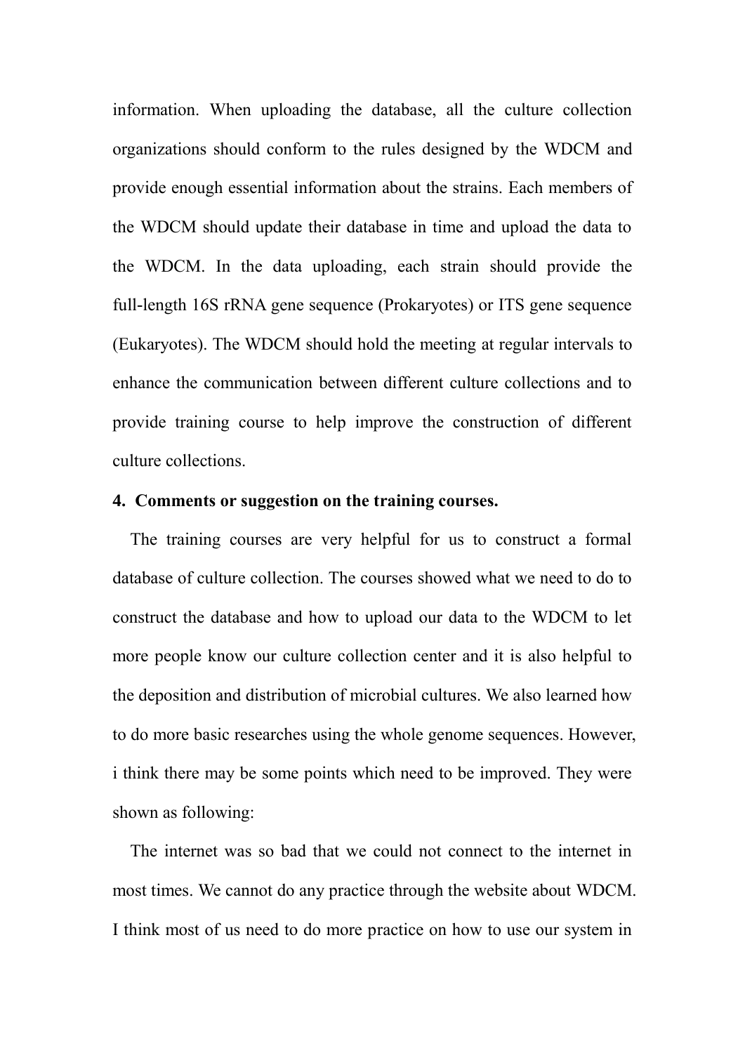information. When uploading the database, all the culture collection organizations should conform to the rules designed by the WDCM and provide enough essential information about the strains. Each members of the WDCM should update their database in time and upload the data to the WDCM. In the data uploading, each strain should provide the full-length 16S rRNA gene sequence (Prokaryotes) or ITS gene sequence (Eukaryotes). The WDCM should hold the meeting at regular intervals to enhance the communication between different culture collections and to provide training course to help improve the construction of different culture collections.

**4. Comments or suggestion on the training courses.**

The training courses are very helpful for us to construct a formal database of culture collection. The courses showed what we need to do to construct the database and how to upload our data to the WDCM to let more people know our culture collection center and it is also helpful to the deposition and distribution of microbial cultures. We also learned how to do more basic researches using the whole genome sequences. However, i think there may be some points which need to be improved. They were shown as following:

The internet was so bad that we could not connect to the internet in most times. We cannot do any practice through the website about WDCM. I think most of us need to do more practice on how to use our system in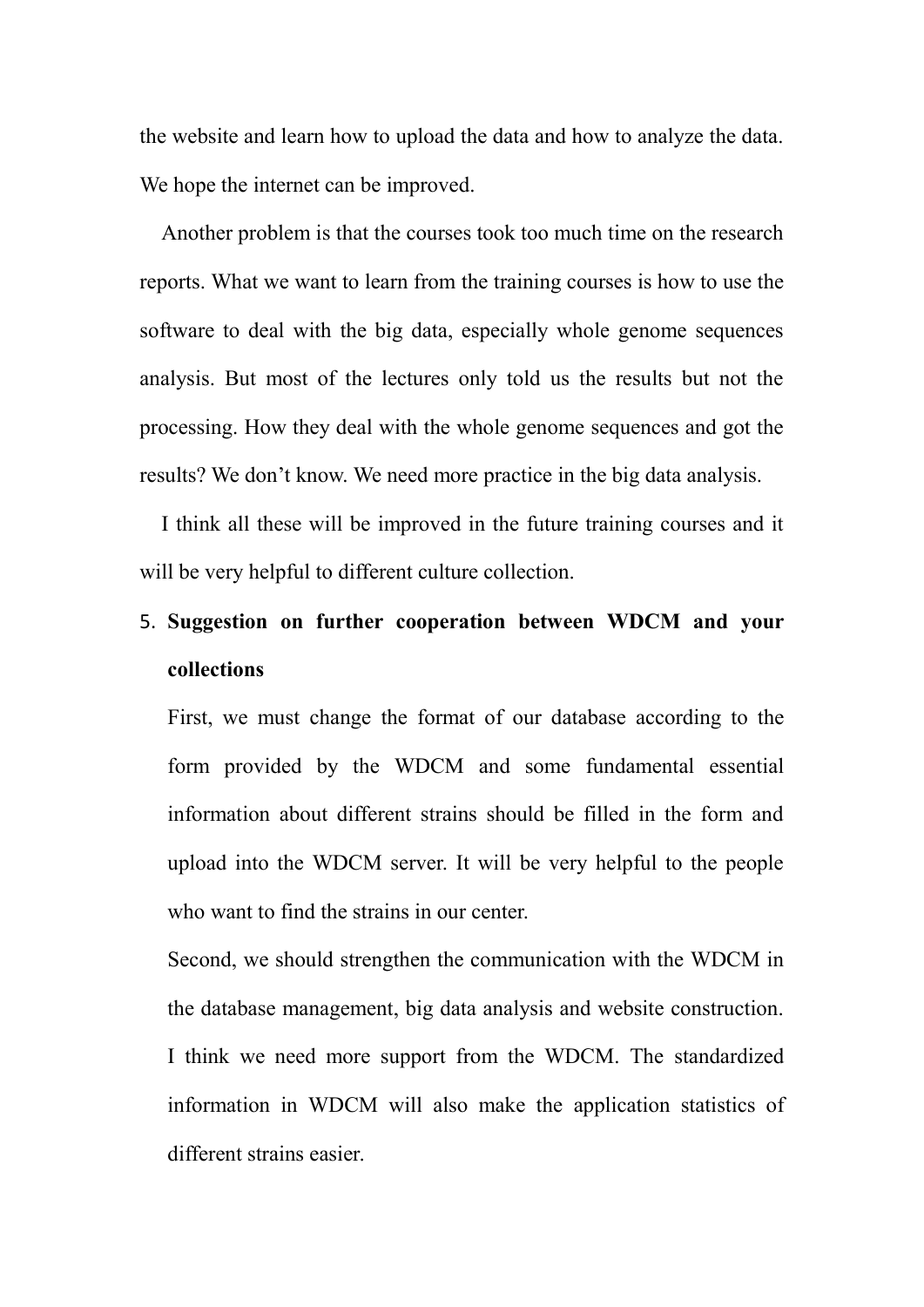the website and learn how to upload the data and how to analyze the data. We hope the internet can be improved.

Another problem is that the courses took too much time on the research reports. What we want to learn from the training courses is how to use the software to deal with the big data, especially whole genome sequences analysis. But most of the lectures only told us the results but not the processing. How they deal with the whole genome sequences and got the results? We don't know. We need more practice in the big data analysis.

I think all these will be improved in the future training courses and it will be very helpful to different culture collection.

5. **Suggestion on further cooperation between WDCM and your collections**

   First, we must change the format of our database according to the form provided by the WDCM and some fundamental essential information about different strains should be filled in the form and upload into the WDCM server. It will be very helpful to the people who want to find the strains in our center.

   Second, we should strengthen the communication with the WDCM in the database management, big data analysis and website construction. I think we need more support from the WDCM. The standardized information in WDCM will also make the application statistics of different strains easier.